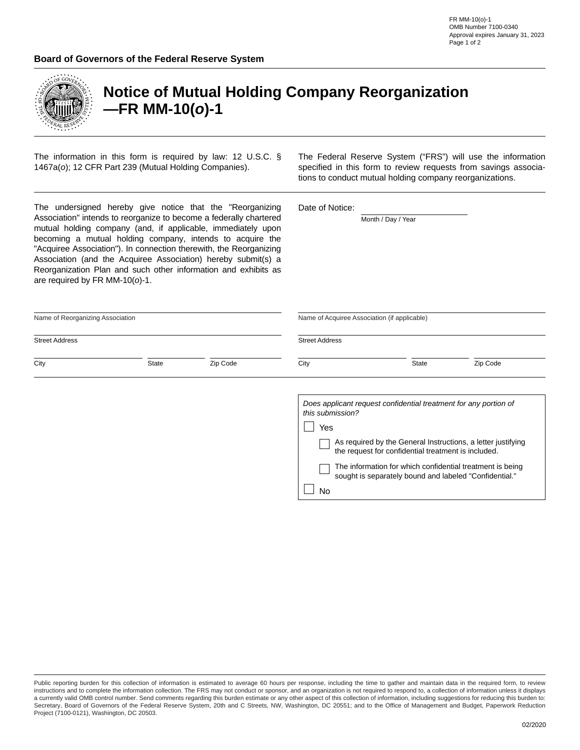FR MM-10(o)-1
OMB Number 7100-0340
Approval expires January 31, 2023

**Board of Governors of the Federal Reserve System**

# Notice of Mutual Holding Company Reorganization —FR MM-10(*o*)-1

The information in this form is required by law: 12 U.S.C. § 1467a(*o*); 12 CFR Part 239 (Mutual Holding Companies).

The Federal Reserve System ("FRS") will use the information specified in this form to review requests from savings associations to conduct mutual holding company reorganizations.

The undersigned hereby give notice that the "Reorganizing Association" intends to reorganize to become a federally chartered mutual holding company (and, if applicable, immediately upon becoming a mutual holding company, intends to acquire the "Acquiree Association"). In connection therewith, the Reorganizing Association (and the Acquiree Association) hereby submit(s) a Reorganization Plan and such other information and exhibits as are required by FR MM-10(*o*)-1.

Date of Notice: ____________________
Month / Day / Year

____________________
Name of Reorganizing Association

____________________
Street Address

____________________ ________ ________
City State Zip Code

____________________
Name of Acquiree Association (if applicable)

____________________
Street Address

____________________ ________ ________
City State Zip Code

*Does applicant request confidential treatment for any portion of this submission?*

☐ Yes

- ☐ As required by the General Instructions, a letter justifying the request for confidential treatment is included.
- ☐ The information for which confidential treatment is being sought is separately bound and labeled "Confidential."

☐ No

Public reporting burden for this collection of information is estimated to average 60 hours per response, including the time to gather and maintain data in the required form, to review instructions and to complete the information collection. The FRS may not conduct or sponsor, and an organization is not required to respond to, a collection of information unless it displays a currently valid OMB control number. Send comments regarding this burden estimate or any other aspect of this collection of information, including suggestions for reducing this burden to: Secretary, Board of Governors of the Federal Reserve System, 20th and C Streets, NW, Washington, DC 20551; and to the Office of Management and Budget, Paperwork Reduction Project (7100-0121), Washington, DC 20503.

02/2020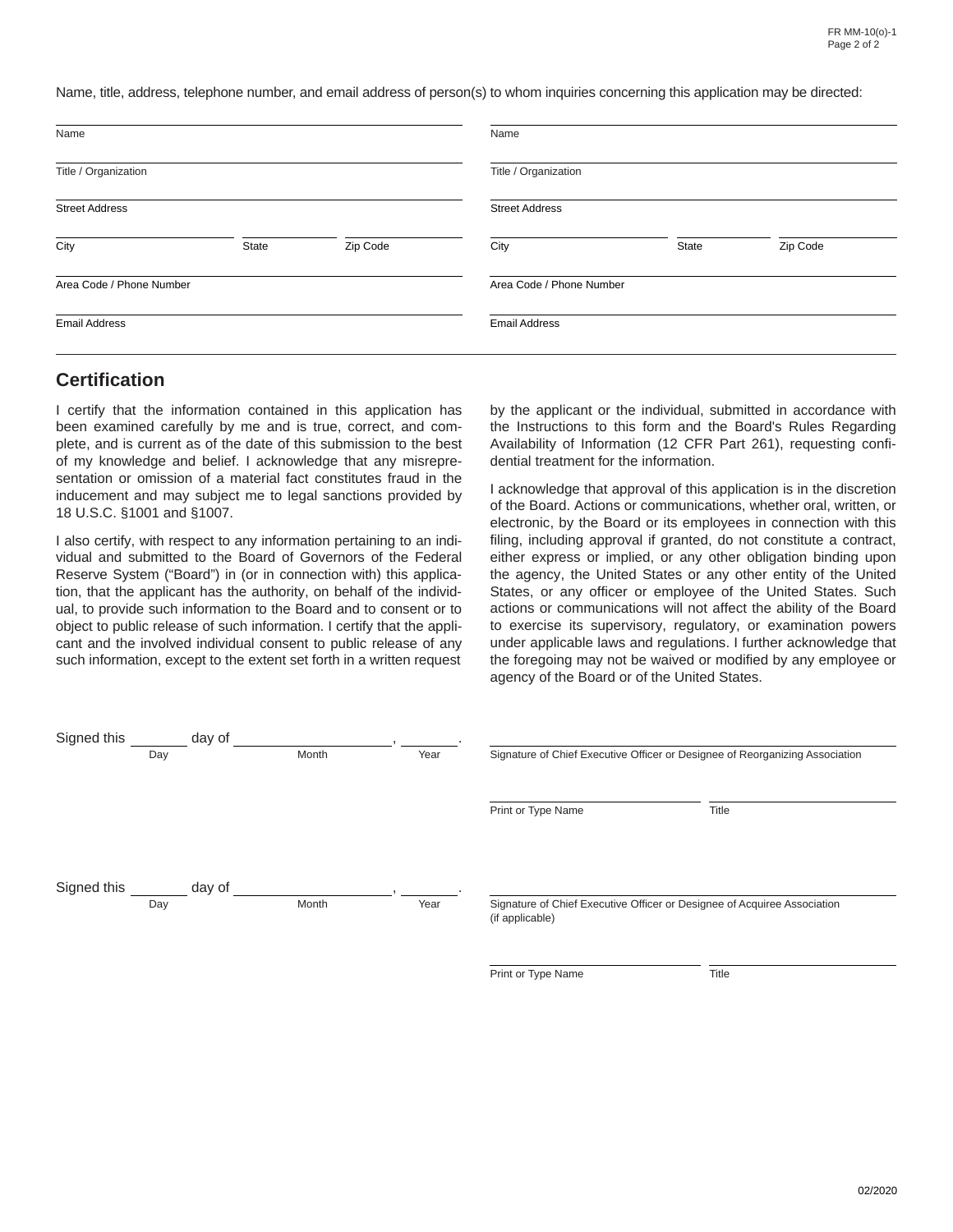Name, title, address, telephone number, and email address of person(s) to whom inquiries concerning this application may be directed:

| | |
|---|---|
| Name | Name |
| Title / Organization | Title / Organization |
| Street Address | Street Address |
| City / State / Zip Code | City / State / Zip Code |
| Area Code / Phone Number | Area Code / Phone Number |
| Email Address | Email Address |

## Certification

I certify that the information contained in this application has been examined carefully by me and is true, correct, and complete, and is current as of the date of this submission to the best of my knowledge and belief. I acknowledge that any misrepresentation or omission of a material fact constitutes fraud in the inducement and may subject me to legal sanctions provided by 18 U.S.C. §1001 and §1007.

I also certify, with respect to any information pertaining to an individual and submitted to the Board of Governors of the Federal Reserve System ("Board") in (or in connection with) this application, that the applicant has the authority, on behalf of the individual, to provide such information to the Board and to consent or to object to public release of such information. I certify that the applicant and the involved individual consent to public release of any such information, except to the extent set forth in a written request by the applicant or the individual, submitted in accordance with the Instructions to this form and the Board's Rules Regarding Availability of Information (12 CFR Part 261), requesting confidential treatment for the information.

I acknowledge that approval of this application is in the discretion of the Board. Actions or communications, whether oral, written, or electronic, by the Board or its employees in connection with this filing, including approval if granted, do not constitute a contract, either express or implied, or any other obligation binding upon the agency, the United States or any other entity of the United States, or any officer or employee of the United States. Such actions or communications will not affect the ability of the Board to exercise its supervisory, regulatory, or examination powers under applicable laws and regulations. I further acknowledge that the foregoing may not be waived or modified by any employee or agency of the Board or of the United States.

Signed this \_\_\_\_\_\_\_\_ (Day) day of \_\_\_\_\_\_\_\_\_\_\_\_\_\_\_\_\_\_ (Month), \_\_\_\_\_\_\_\_ (Year).

\_\_\_\_\_\_\_\_\_\_\_\_\_\_\_\_\_\_\_\_\_\_\_\_\_\_\_\_\_\_\_\_\_\_\_\_\_\_\_\_
Signature of Chief Executive Officer or Designee of Reorganizing Association

\_\_\_\_\_\_\_\_\_\_\_\_\_\_\_\_\_\_\_\_ \_\_\_\_\_\_\_\_\_\_\_\_\_\_\_\_\_\_\_\_
Print or Type Name / Title

Signed this \_\_\_\_\_\_\_\_ (Day) day of \_\_\_\_\_\_\_\_\_\_\_\_\_\_\_\_\_\_ (Month), \_\_\_\_\_\_\_\_ (Year).

\_\_\_\_\_\_\_\_\_\_\_\_\_\_\_\_\_\_\_\_\_\_\_\_\_\_\_\_\_\_\_\_\_\_\_\_\_\_\_\_
Signature of Chief Executive Officer or Designee of Acquiree Association (if applicable)

\_\_\_\_\_\_\_\_\_\_\_\_\_\_\_\_\_\_\_\_ \_\_\_\_\_\_\_\_\_\_\_\_\_\_\_\_\_\_\_\_
Print or Type Name / Title